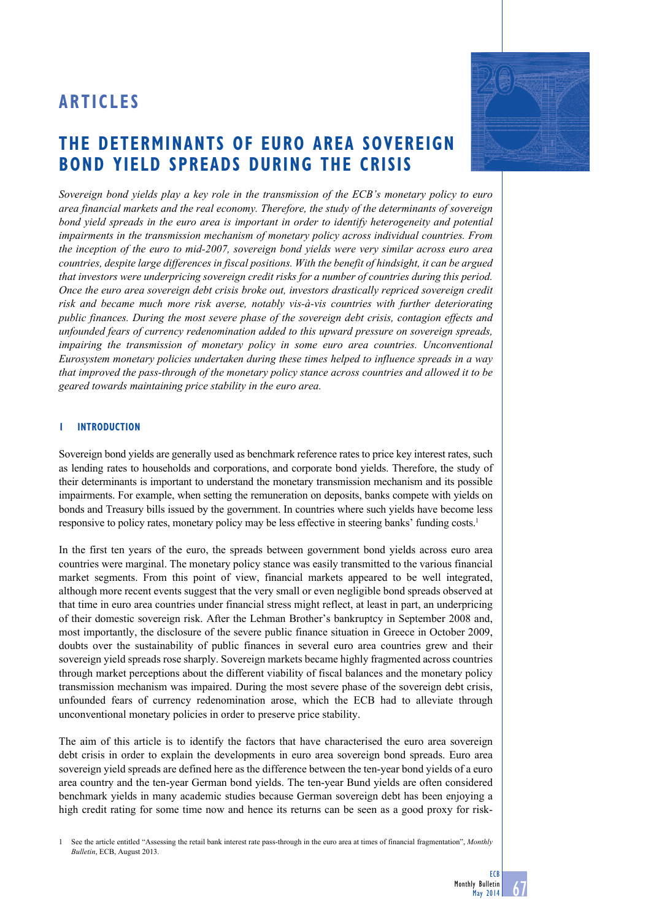# ARTICLES

## THE DETERMINANTS OF EURO AREA SOVEREIGN BOND YIELD SPREADS DURING THE CRISIS

*Sovereign bond yields play a key role in the transmission of the ECB's monetary policy to euro area financial markets and the real economy. Therefore, the study of the determinants of sovereign bond yield spreads in the euro area is important in order to identify heterogeneity and potential impairments in the transmission mechanism of monetary policy across individual countries. From the inception of the euro to mid-2007, sovereign bond yields were very similar across euro area countries, despite large differences in fiscal positions. With the benefit of hindsight, it can be argued that investors were underpricing sovereign credit risks for a number of countries during this period. Once the euro area sovereign debt crisis broke out, investors drastically repriced sovereign credit risk and became much more risk averse, notably vis-à-vis countries with further deteriorating public finances. During the most severe phase of the sovereign debt crisis, contagion effects and unfounded fears of currency redenomination added to this upward pressure on sovereign spreads, impairing the transmission of monetary policy in some euro area countries. Unconventional Eurosystem monetary policies undertaken during these times helped to influence spreads in a way that improved the pass-through of the monetary policy stance across countries and allowed it to be geared towards maintaining price stability in the euro area.*

### 1 INTRODUCTION

Sovereign bond yields are generally used as benchmark reference rates to price key interest rates, such as lending rates to households and corporations, and corporate bond yields. Therefore, the study of their determinants is important to understand the monetary transmission mechanism and its possible impairments. For example, when setting the remuneration on deposits, banks compete with yields on bonds and Treasury bills issued by the government. In countries where such yields have become less responsive to policy rates, monetary policy may be less effective in steering banks' funding costs.[1]

In the first ten years of the euro, the spreads between government bond yields across euro area countries were marginal. The monetary policy stance was easily transmitted to the various financial market segments. From this point of view, financial markets appeared to be well integrated, although more recent events suggest that the very small or even negligible bond spreads observed at that time in euro area countries under financial stress might reflect, at least in part, an underpricing of their domestic sovereign risk. After the Lehman Brother's bankruptcy in September 2008 and, most importantly, the disclosure of the severe public finance situation in Greece in October 2009, doubts over the sustainability of public finances in several euro area countries grew and their sovereign yield spreads rose sharply. Sovereign markets became highly fragmented across countries through market perceptions about the different viability of fiscal balances and the monetary policy transmission mechanism was impaired. During the most severe phase of the sovereign debt crisis, unfounded fears of currency redenomination arose, which the ECB had to alleviate through unconventional monetary policies in order to preserve price stability.

The aim of this article is to identify the factors that have characterised the euro area sovereign debt crisis in order to explain the developments in euro area sovereign bond spreads. Euro area sovereign yield spreads are defined here as the difference between the ten-year bond yields of a euro area country and the ten-year German bond yields. The ten-year Bund yields are often considered benchmark yields in many academic studies because German sovereign debt has been enjoying a high credit rating for some time now and hence its returns can be seen as a good proxy for risk-

1 See the article entitled "Assessing the retail bank interest rate pass-through in the euro area at times of financial fragmentation", *Monthly Bulletin*, ECB, August 2013.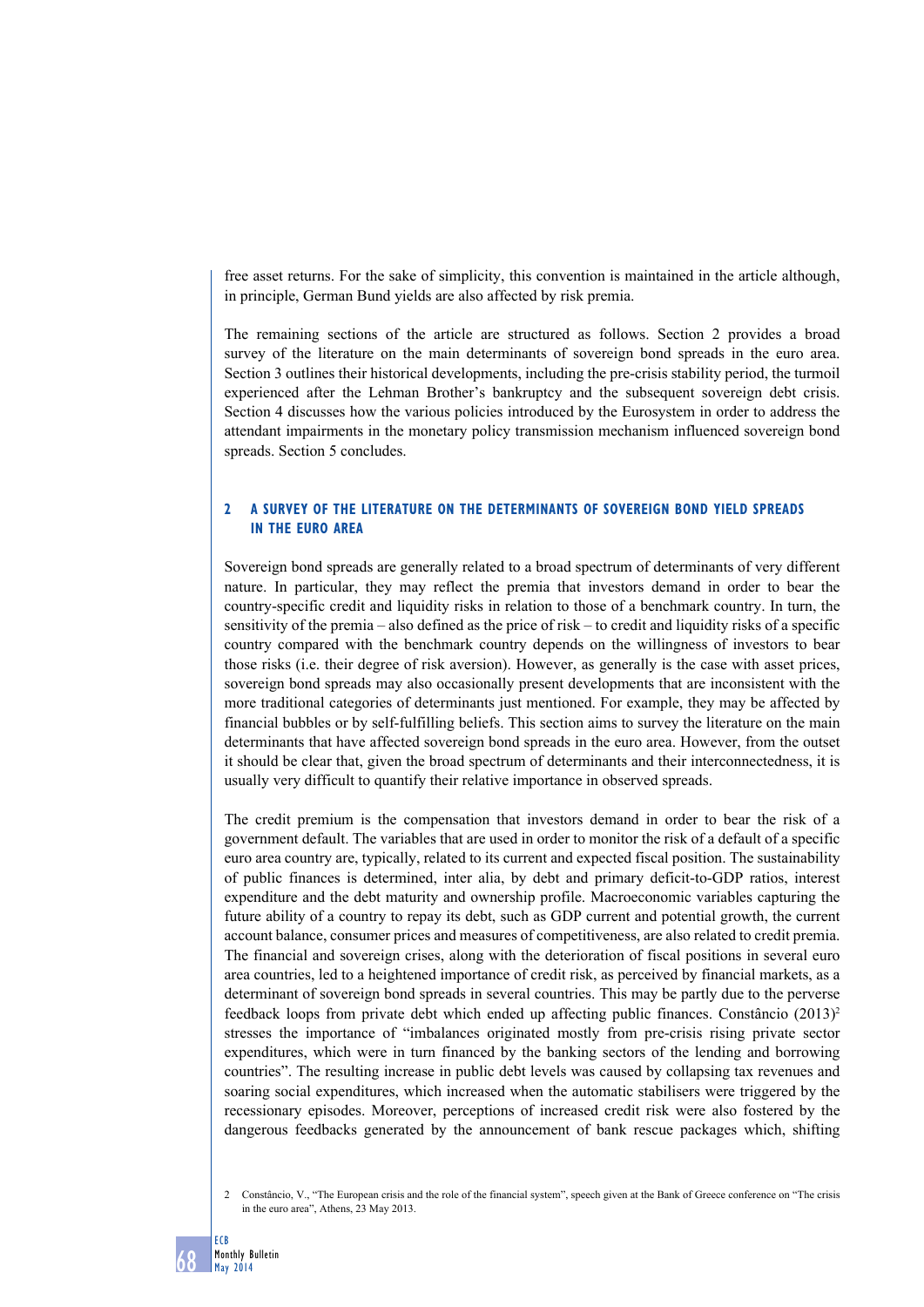free asset returns. For the sake of simplicity, this convention is maintained in the article although, in principle, German Bund yields are also affected by risk premia.

The remaining sections of the article are structured as follows. Section 2 provides a broad survey of the literature on the main determinants of sovereign bond spreads in the euro area. Section 3 outlines their historical developments, including the pre-crisis stability period, the turmoil experienced after the Lehman Brother's bankruptcy and the subsequent sovereign debt crisis. Section 4 discusses how the various policies introduced by the Eurosystem in order to address the attendant impairments in the monetary policy transmission mechanism influenced sovereign bond spreads. Section 5 concludes.

## 2 A SURVEY OF THE LITERATURE ON THE DETERMINANTS OF SOVEREIGN BOND YIELD SPREADS IN THE EURO AREA

Sovereign bond spreads are generally related to a broad spectrum of determinants of very different nature. In particular, they may reflect the premia that investors demand in order to bear the country-specific credit and liquidity risks in relation to those of a benchmark country. In turn, the sensitivity of the premia – also defined as the price of risk – to credit and liquidity risks of a specific country compared with the benchmark country depends on the willingness of investors to bear those risks (i.e. their degree of risk aversion). However, as generally is the case with asset prices, sovereign bond spreads may also occasionally present developments that are inconsistent with the more traditional categories of determinants just mentioned. For example, they may be affected by financial bubbles or by self-fulfilling beliefs. This section aims to survey the literature on the main determinants that have affected sovereign bond spreads in the euro area. However, from the outset it should be clear that, given the broad spectrum of determinants and their interconnectedness, it is usually very difficult to quantify their relative importance in observed spreads.

The credit premium is the compensation that investors demand in order to bear the risk of a government default. The variables that are used in order to monitor the risk of a default of a specific euro area country are, typically, related to its current and expected fiscal position. The sustainability of public finances is determined, inter alia, by debt and primary deficit-to-GDP ratios, interest expenditure and the debt maturity and ownership profile. Macroeconomic variables capturing the future ability of a country to repay its debt, such as GDP current and potential growth, the current account balance, consumer prices and measures of competitiveness, are also related to credit premia. The financial and sovereign crises, along with the deterioration of fiscal positions in several euro area countries, led to a heightened importance of credit risk, as perceived by financial markets, as a determinant of sovereign bond spreads in several countries. This may be partly due to the perverse feedback loops from private debt which ended up affecting public finances. Constâncio (2013)[2] stresses the importance of "imbalances originated mostly from pre-crisis rising private sector expenditures, which were in turn financed by the banking sectors of the lending and borrowing countries". The resulting increase in public debt levels was caused by collapsing tax revenues and soaring social expenditures, which increased when the automatic stabilisers were triggered by the recessionary episodes. Moreover, perceptions of increased credit risk were also fostered by the dangerous feedbacks generated by the announcement of bank rescue packages which, shifting

2 Constâncio, V., "The European crisis and the role of the financial system", speech given at the Bank of Greece conference on "The crisis in the euro area", Athens, 23 May 2013.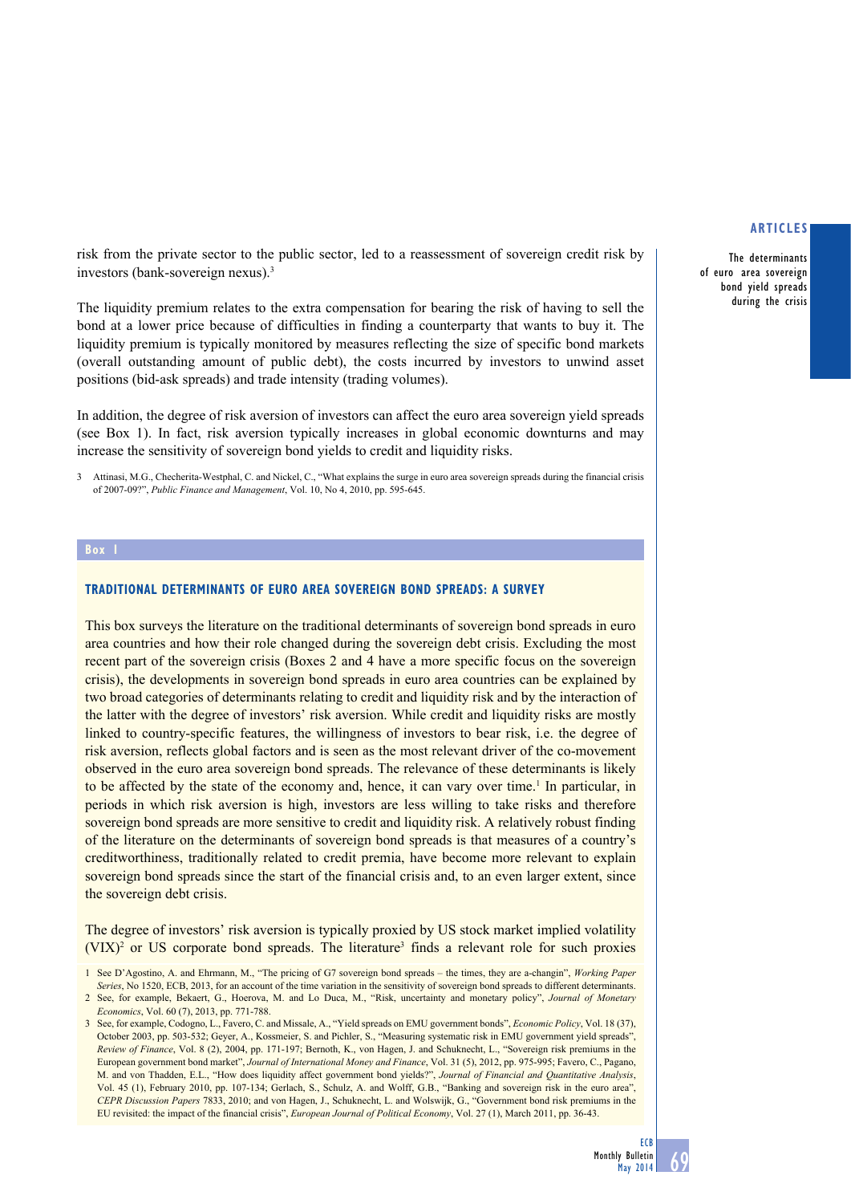risk from the private sector to the public sector, led to a reassessment of sovereign credit risk by investors (bank-sovereign nexus).[3]

The liquidity premium relates to the extra compensation for bearing the risk of having to sell the bond at a lower price because of difficulties in finding a counterparty that wants to buy it. The liquidity premium is typically monitored by measures reflecting the size of specific bond markets (overall outstanding amount of public debt), the costs incurred by investors to unwind asset positions (bid-ask spreads) and trade intensity (trading volumes).

In addition, the degree of risk aversion of investors can affect the euro area sovereign yield spreads (see Box 1). In fact, risk aversion typically increases in global economic downturns and may increase the sensitivity of sovereign bond yields to credit and liquidity risks.

3 Attinasi, M.G., Checherita-Westphal, C. and Nickel, C., "What explains the surge in euro area sovereign spreads during the financial crisis of 2007-09?", *Public Finance and Management*, Vol. 10, No 4, 2010, pp. 595-645.

**Box 1**

## TRADITIONAL DETERMINANTS OF EURO AREA SOVEREIGN BOND SPREADS: A SURVEY

This box surveys the literature on the traditional determinants of sovereign bond spreads in euro area countries and how their role changed during the sovereign debt crisis. Excluding the most recent part of the sovereign crisis (Boxes 2 and 4 have a more specific focus on the sovereign crisis), the developments in sovereign bond spreads in euro area countries can be explained by two broad categories of determinants relating to credit and liquidity risk and by the interaction of the latter with the degree of investors' risk aversion. While credit and liquidity risks are mostly linked to country-specific features, the willingness of investors to bear risk, i.e. the degree of risk aversion, reflects global factors and is seen as the most relevant driver of the co-movement observed in the euro area sovereign bond spreads. The relevance of these determinants is likely to be affected by the state of the economy and, hence, it can vary over time.[1] In particular, in periods in which risk aversion is high, investors are less willing to take risks and therefore sovereign bond spreads are more sensitive to credit and liquidity risk. A relatively robust finding of the literature on the determinants of sovereign bond spreads is that measures of a country's creditworthiness, traditionally related to credit premia, have become more relevant to explain sovereign bond spreads since the start of the financial crisis and, to an even larger extent, since the sovereign debt crisis.

The degree of investors' risk aversion is typically proxied by US stock market implied volatility (VIX)[2] or US corporate bond spreads. The literature[3] finds a relevant role for such proxies

1 See D'Agostino, A. and Ehrmann, M., "The pricing of G7 sovereign bond spreads – the times, they are a-changin", *Working Paper Series*, No 1520, ECB, 2013, for an account of the time variation in the sensitivity of sovereign bond spreads to different determinants.

2 See, for example, Bekaert, G., Hoerova, M. and Lo Duca, M., "Risk, uncertainty and monetary policy", *Journal of Monetary Economics*, Vol. 60 (7), 2013, pp. 771-788.

3 See, for example, Codogno, L., Favero, C. and Missale, A., "Yield spreads on EMU government bonds", *Economic Policy*, Vol. 18 (37), October 2003, pp. 503-532; Geyer, A., Kossmeier, S. and Pichler, S., "Measuring systematic risk in EMU government yield spreads", *Review of Finance*, Vol. 8 (2), 2004, pp. 171-197; Bernoth, K., von Hagen, J. and Schuknecht, L., "Sovereign risk premiums in the European government bond market", *Journal of International Money and Finance*, Vol. 31 (5), 2012, pp. 975-995; Favero, C., Pagano, M. and von Thadden, E.L., "How does liquidity affect government bond yields?", *Journal of Financial and Quantitative Analysis*, Vol. 45 (1), February 2010, pp. 107-134; Gerlach, S., Schulz, A. and Wolff, G.B., "Banking and sovereign risk in the euro area", *CEPR Discussion Papers* 7833, 2010; and von Hagen, J., Schuknecht, L. and Wolswijk, G., "Government bond risk premiums in the EU revisited: the impact of the financial crisis", *European Journal of Political Economy*, Vol. 27 (1), March 2011, pp. 36-43.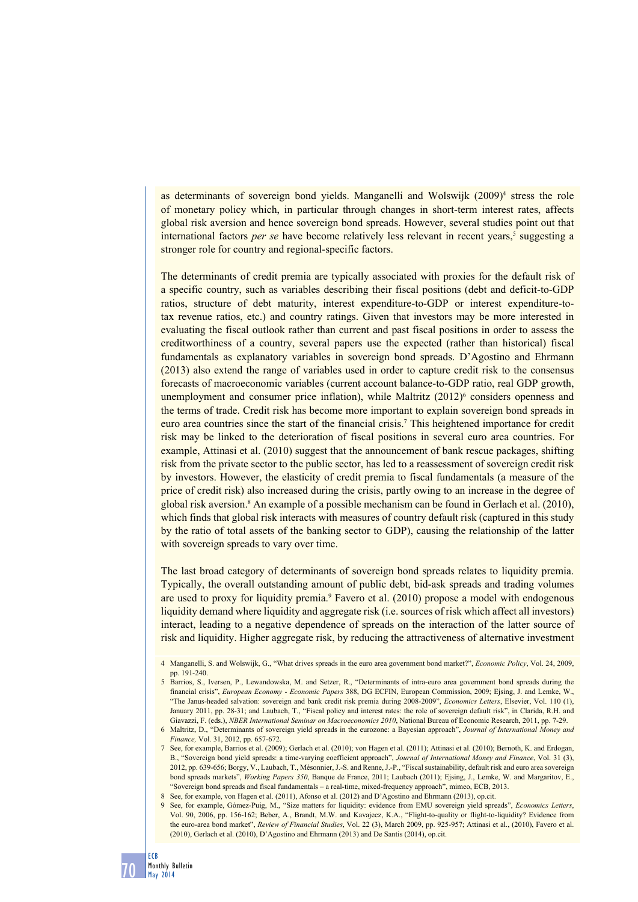as determinants of sovereign bond yields. Manganelli and Wolswijk (2009)[4] stress the role of monetary policy which, in particular through changes in short-term interest rates, affects global risk aversion and hence sovereign bond spreads. However, several studies point out that international factors *per se* have become relatively less relevant in recent years,[5] suggesting a stronger role for country and regional-specific factors.

The determinants of credit premia are typically associated with proxies for the default risk of a specific country, such as variables describing their fiscal positions (debt and deficit-to-GDP ratios, structure of debt maturity, interest expenditure-to-GDP or interest expenditure-to-tax revenue ratios, etc.) and country ratings. Given that investors may be more interested in evaluating the fiscal outlook rather than current and past fiscal positions in order to assess the creditworthiness of a country, several papers use the expected (rather than historical) fiscal fundamentals as explanatory variables in sovereign bond spreads. D'Agostino and Ehrmann (2013) also extend the range of variables used in order to capture credit risk to the consensus forecasts of macroeconomic variables (current account balance-to-GDP ratio, real GDP growth, unemployment and consumer price inflation), while Maltritz (2012)[6] considers openness and the terms of trade. Credit risk has become more important to explain sovereign bond spreads in euro area countries since the start of the financial crisis.[7] This heightened importance for credit risk may be linked to the deterioration of fiscal positions in several euro area countries. For example, Attinasi et al. (2010) suggest that the announcement of bank rescue packages, shifting risk from the private sector to the public sector, has led to a reassessment of sovereign credit risk by investors. However, the elasticity of credit premia to fiscal fundamentals (a measure of the price of credit risk) also increased during the crisis, partly owing to an increase in the degree of global risk aversion.[8] An example of a possible mechanism can be found in Gerlach et al. (2010), which finds that global risk interacts with measures of country default risk (captured in this study by the ratio of total assets of the banking sector to GDP), causing the relationship of the latter with sovereign spreads to vary over time.

The last broad category of determinants of sovereign bond spreads relates to liquidity premia. Typically, the overall outstanding amount of public debt, bid-ask spreads and trading volumes are used to proxy for liquidity premia.[9] Favero et al. (2010) propose a model with endogenous liquidity demand where liquidity and aggregate risk (i.e. sources of risk which affect all investors) interact, leading to a negative dependence of spreads on the interaction of the latter source of risk and liquidity. Higher aggregate risk, by reducing the attractiveness of alternative investment

4 Manganelli, S. and Wolswijk, G., "What drives spreads in the euro area government bond market?", *Economic Policy*, Vol. 24, 2009, pp. 191-240.

5 Barrios, S., Iversen, P., Lewandowska, M. and Setzer, R., "Determinants of intra-euro area government bond spreads during the financial crisis", *European Economy - Economic Papers* 388, DG ECFIN, European Commission, 2009; Ejsing, J. and Lemke, W., "The Janus-headed salvation: sovereign and bank credit risk premia during 2008-2009", *Economics Letters*, Elsevier, Vol. 110 (1), January 2011, pp. 28-31; and Laubach, T., "Fiscal policy and interest rates: the role of sovereign default risk", in Clarida, R.H. and Giavazzi, F. (eds.), *NBER International Seminar on Macroeconomics 2010*, National Bureau of Economic Research, 2011, pp. 7-29.

6 Maltritz, D., "Determinants of sovereign yield spreads in the eurozone: a Bayesian approach", *Journal of International Money and Finance,* Vol. 31, 2012, pp. 657-672.

7 See, for example, Barrios et al. (2009); Gerlach et al. (2010); von Hagen et al. (2011); Attinasi et al. (2010); Bernoth, K. and Erdogan, B., "Sovereign bond yield spreads: a time-varying coefficient approach", *Journal of International Money and Finance*, Vol. 31 (3), 2012, pp. 639-656; Borgy, V., Laubach, T., Mésonnier, J.-S. and Renne, J.-P., "Fiscal sustainability, default risk and euro area sovereign bond spreads markets", *Working Papers 350*, Banque de France, 2011; Laubach (2011); Ejsing, J., Lemke, W. and Margaritov, E., "Sovereign bond spreads and fiscal fundamentals – a real-time, mixed-frequency approach", mimeo, ECB, 2013.

8 See, for example, von Hagen et al. (2011), Afonso et al. (2012) and D'Agostino and Ehrmann (2013), op.cit.

9 See, for example, Gómez-Puig, M., "Size matters for liquidity: evidence from EMU sovereign yield spreads", *Economics Letters*, Vol. 90, 2006, pp. 156-162; Beber, A., Brandt, M.W. and Kavajecz, K.A., "Flight-to-quality or flight-to-liquidity? Evidence from the euro-area bond market", *Review of Financial Studies*, Vol. 22 (3), March 2009, pp. 925-957; Attinasi et al., (2010), Favero et al. (2010), Gerlach et al. (2010), D'Agostino and Ehrmann (2013) and De Santis (2014), op.cit.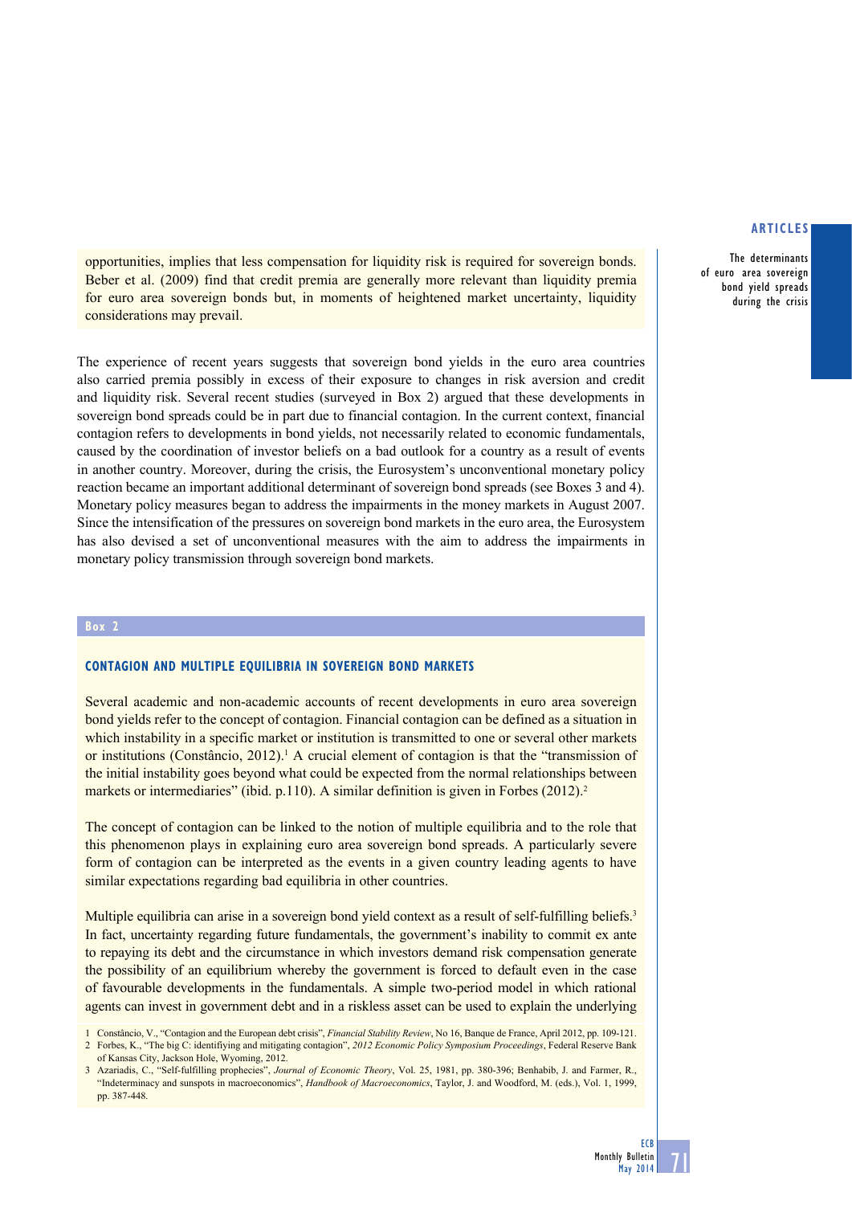opportunities, implies that less compensation for liquidity risk is required for sovereign bonds. Beber et al. (2009) find that credit premia are generally more relevant than liquidity premia for euro area sovereign bonds but, in moments of heightened market uncertainty, liquidity considerations may prevail.

The experience of recent years suggests that sovereign bond yields in the euro area countries also carried premia possibly in excess of their exposure to changes in risk aversion and credit and liquidity risk. Several recent studies (surveyed in Box 2) argued that these developments in sovereign bond spreads could be in part due to financial contagion. In the current context, financial contagion refers to developments in bond yields, not necessarily related to economic fundamentals, caused by the coordination of investor beliefs on a bad outlook for a country as a result of events in another country. Moreover, during the crisis, the Eurosystem's unconventional monetary policy reaction became an important additional determinant of sovereign bond spreads (see Boxes 3 and 4). Monetary policy measures began to address the impairments in the money markets in August 2007. Since the intensification of the pressures on sovereign bond markets in the euro area, the Eurosystem has also devised a set of unconventional measures with the aim to address the impairments in monetary policy transmission through sovereign bond markets.

**Box 2**

### CONTAGION AND MULTIPLE EQUILIBRIA IN SOVEREIGN BOND MARKETS

Several academic and non-academic accounts of recent developments in euro area sovereign bond yields refer to the concept of contagion. Financial contagion can be defined as a situation in which instability in a specific market or institution is transmitted to one or several other markets or institutions (Constâncio, 2012).[1] A crucial element of contagion is that the "transmission of the initial instability goes beyond what could be expected from the normal relationships between markets or intermediaries" (ibid. p.110). A similar definition is given in Forbes (2012).[2]

The concept of contagion can be linked to the notion of multiple equilibria and to the role that this phenomenon plays in explaining euro area sovereign bond spreads. A particularly severe form of contagion can be interpreted as the events in a given country leading agents to have similar expectations regarding bad equilibria in other countries.

Multiple equilibria can arise in a sovereign bond yield context as a result of self-fulfilling beliefs.[3] In fact, uncertainty regarding future fundamentals, the government's inability to commit ex ante to repaying its debt and the circumstance in which investors demand risk compensation generate the possibility of an equilibrium whereby the government is forced to default even in the case of favourable developments in the fundamentals. A simple two-period model in which rational agents can invest in government debt and in a riskless asset can be used to explain the underlying

1 Constâncio, V., "Contagion and the European debt crisis", *Financial Stability Review*, No 16, Banque de France, April 2012, pp. 109-121.

2 Forbes, K., "The big C: identifiying and mitigating contagion", *2012 Economic Policy Symposium Proceedings*, Federal Reserve Bank of Kansas City, Jackson Hole, Wyoming, 2012.

3 Azariadis, C., "Self-fulfilling prophecies", *Journal of Economic Theory*, Vol. 25, 1981, pp. 380-396; Benhabib, J. and Farmer, R., "Indeterminacy and sunspots in macroeconomics", *Handbook of Macroeconomics*, Taylor, J. and Woodford, M. (eds.), Vol. 1, 1999, pp. 387-448.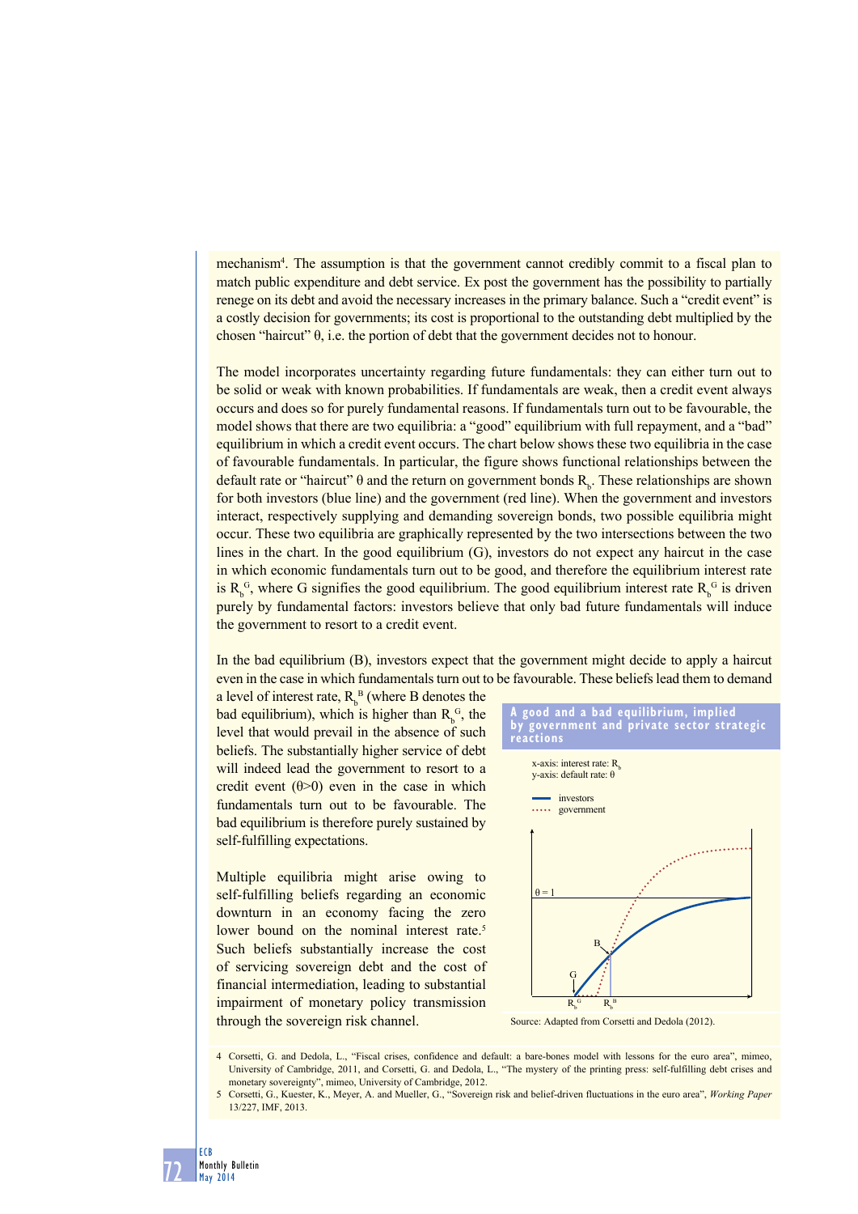mechanism[4]. The assumption is that the government cannot credibly commit to a fiscal plan to match public expenditure and debt service. Ex post the government has the possibility to partially renege on its debt and avoid the necessary increases in the primary balance. Such a "credit event" is a costly decision for governments; its cost is proportional to the outstanding debt multiplied by the chosen "haircut" $\theta$, i.e. the portion of debt that the government decides not to honour.

The model incorporates uncertainty regarding future fundamentals: they can either turn out to be solid or weak with known probabilities. If fundamentals are weak, then a credit event always occurs and does so for purely fundamental reasons. If fundamentals turn out to be favourable, the model shows that there are two equilibria: a "good" equilibrium with full repayment, and a "bad" equilibrium in which a credit event occurs. The chart below shows these two equilibria in the case of favourable fundamentals. In particular, the figure shows functional relationships between the default rate or "haircut" $\theta$ and the return on government bonds $R_b$. These relationships are shown for both investors (blue line) and the government (red line). When the government and investors interact, respectively supplying and demanding sovereign bonds, two possible equilibria might occur. These two equilibria are graphically represented by the two intersections between the two lines in the chart. In the good equilibrium (G), investors do not expect any haircut in the case in which economic fundamentals turn out to be good, and therefore the equilibrium interest rate is $R_b^G$, where G signifies the good equilibrium. The good equilibrium interest rate $R_b^G$ is driven purely by fundamental factors: investors believe that only bad future fundamentals will induce the government to resort to a credit event.

In the bad equilibrium (B), investors expect that the government might decide to apply a haircut even in the case in which fundamentals turn out to be favourable. These beliefs lead them to demand a level of interest rate, $R_b^B$ (where B denotes the bad equilibrium), which is higher than $R_b^G$, the level that would prevail in the absence of such beliefs. The substantially higher service of debt will indeed lead the government to resort to a credit event ($\theta$>0) even in the case in which fundamentals turn out to be favourable. The bad equilibrium is therefore purely sustained by self-fulfilling expectations.

Multiple equilibria might arise owing to self-fulfilling beliefs regarding an economic downturn in an economy facing the zero lower bound on the nominal interest rate.[5] Such beliefs substantially increase the cost of servicing sovereign debt and the cost of financial intermediation, leading to substantial impairment of monetary policy transmission through the sovereign risk channel.

**A good and a bad equilibrium, implied by government and private sector strategic reactions**

x-axis: interest rate: $R_b$
y-axis: default rate: $\theta$

investors
government

Source: Adapted from Corsetti and Dedola (2012).

4 Corsetti, G. and Dedola, L., "Fiscal crises, confidence and default: a bare-bones model with lessons for the euro area", mimeo, University of Cambridge, 2011, and Corsetti, G. and Dedola, L., "The mystery of the printing press: self-fulfilling debt crises and monetary sovereignty", mimeo, University of Cambridge, 2012.

5 Corsetti, G., Kuester, K., Meyer, A. and Mueller, G., "Sovereign risk and belief-driven fluctuations in the euro area", *Working Paper* 13/227, IMF, 2013.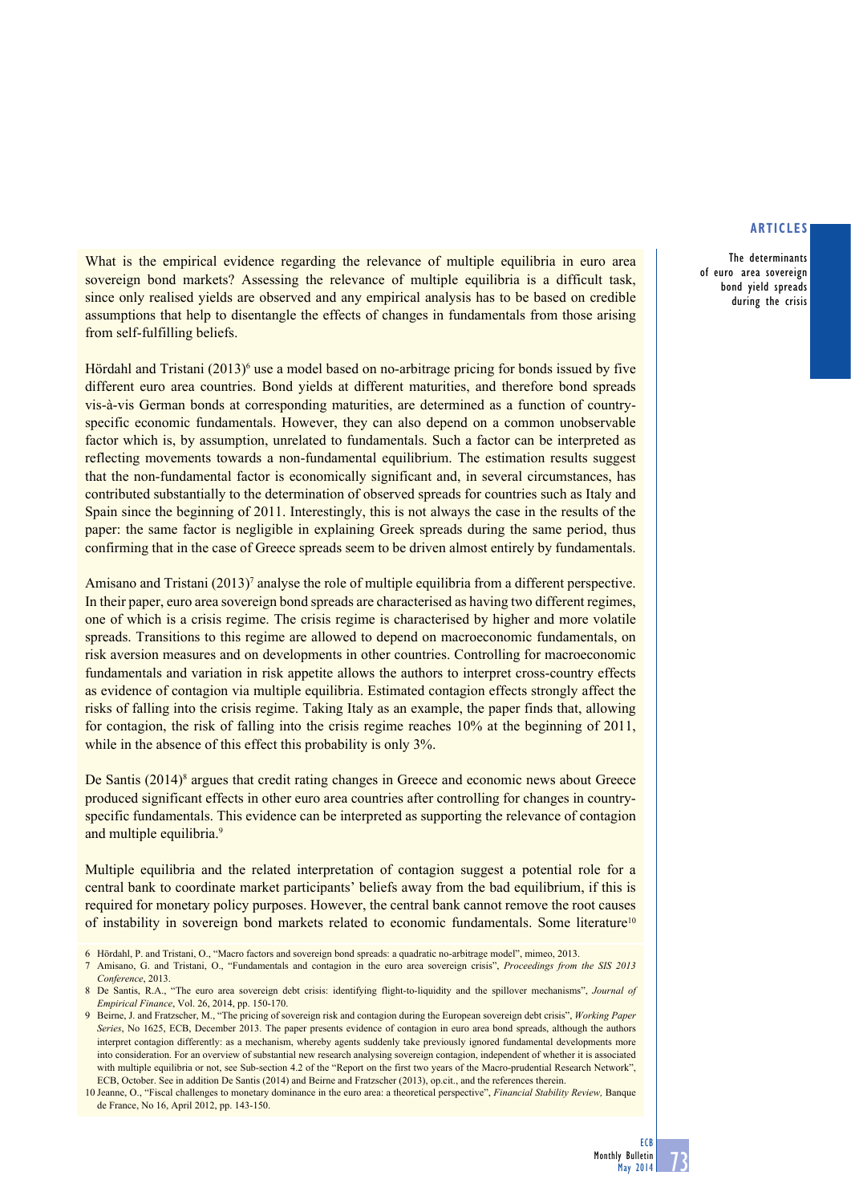What is the empirical evidence regarding the relevance of multiple equilibria in euro area sovereign bond markets? Assessing the relevance of multiple equilibria is a difficult task, since only realised yields are observed and any empirical analysis has to be based on credible assumptions that help to disentangle the effects of changes in fundamentals from those arising from self-fulfilling beliefs.

Hördahl and Tristani (2013)[6] use a model based on no-arbitrage pricing for bonds issued by five different euro area countries. Bond yields at different maturities, and therefore bond spreads vis-à-vis German bonds at corresponding maturities, are determined as a function of country-specific economic fundamentals. However, they can also depend on a common unobservable factor which is, by assumption, unrelated to fundamentals. Such a factor can be interpreted as reflecting movements towards a non-fundamental equilibrium. The estimation results suggest that the non-fundamental factor is economically significant and, in several circumstances, has contributed substantially to the determination of observed spreads for countries such as Italy and Spain since the beginning of 2011. Interestingly, this is not always the case in the results of the paper: the same factor is negligible in explaining Greek spreads during the same period, thus confirming that in the case of Greece spreads seem to be driven almost entirely by fundamentals.

Amisano and Tristani (2013)[7] analyse the role of multiple equilibria from a different perspective. In their paper, euro area sovereign bond spreads are characterised as having two different regimes, one of which is a crisis regime. The crisis regime is characterised by higher and more volatile spreads. Transitions to this regime are allowed to depend on macroeconomic fundamentals, on risk aversion measures and on developments in other countries. Controlling for macroeconomic fundamentals and variation in risk appetite allows the authors to interpret cross-country effects as evidence of contagion via multiple equilibria. Estimated contagion effects strongly affect the risks of falling into the crisis regime. Taking Italy as an example, the paper finds that, allowing for contagion, the risk of falling into the crisis regime reaches 10% at the beginning of 2011, while in the absence of this effect this probability is only 3%.

De Santis (2014)[8] argues that credit rating changes in Greece and economic news about Greece produced significant effects in other euro area countries after controlling for changes in country-specific fundamentals. This evidence can be interpreted as supporting the relevance of contagion and multiple equilibria.[9]

Multiple equilibria and the related interpretation of contagion suggest a potential role for a central bank to coordinate market participants' beliefs away from the bad equilibrium, if this is required for monetary policy purposes. However, the central bank cannot remove the root causes of instability in sovereign bond markets related to economic fundamentals. Some literature[10]

6 Hördahl, P. and Tristani, O., "Macro factors and sovereign bond spreads: a quadratic no-arbitrage model", mimeo, 2013.

7 Amisano, G. and Tristani, O., "Fundamentals and contagion in the euro area sovereign crisis", *Proceedings from the SIS 2013 Conference*, 2013.

8 De Santis, R.A., "The euro area sovereign debt crisis: identifying flight-to-liquidity and the spillover mechanisms", *Journal of Empirical Finance*, Vol. 26, 2014, pp. 150-170.

9 Beirne, J. and Fratzscher, M., "The pricing of sovereign risk and contagion during the European sovereign debt crisis", *Working Paper Series*, No 1625, ECB, December 2013. The paper presents evidence of contagion in euro area bond spreads, although the authors interpret contagion differently: as a mechanism, whereby agents suddenly take previously ignored fundamental developments more into consideration. For an overview of substantial new research analysing sovereign contagion, independent of whether it is associated with multiple equilibria or not, see Sub-section 4.2 of the "Report on the first two years of the Macro-prudential Research Network", ECB, October. See in addition De Santis (2014) and Beirne and Fratzscher (2013), op.cit., and the references therein.

10 Jeanne, O., "Fiscal challenges to monetary dominance in the euro area: a theoretical perspective", *Financial Stability Review,* Banque de France, No 16, April 2012, pp. 143-150.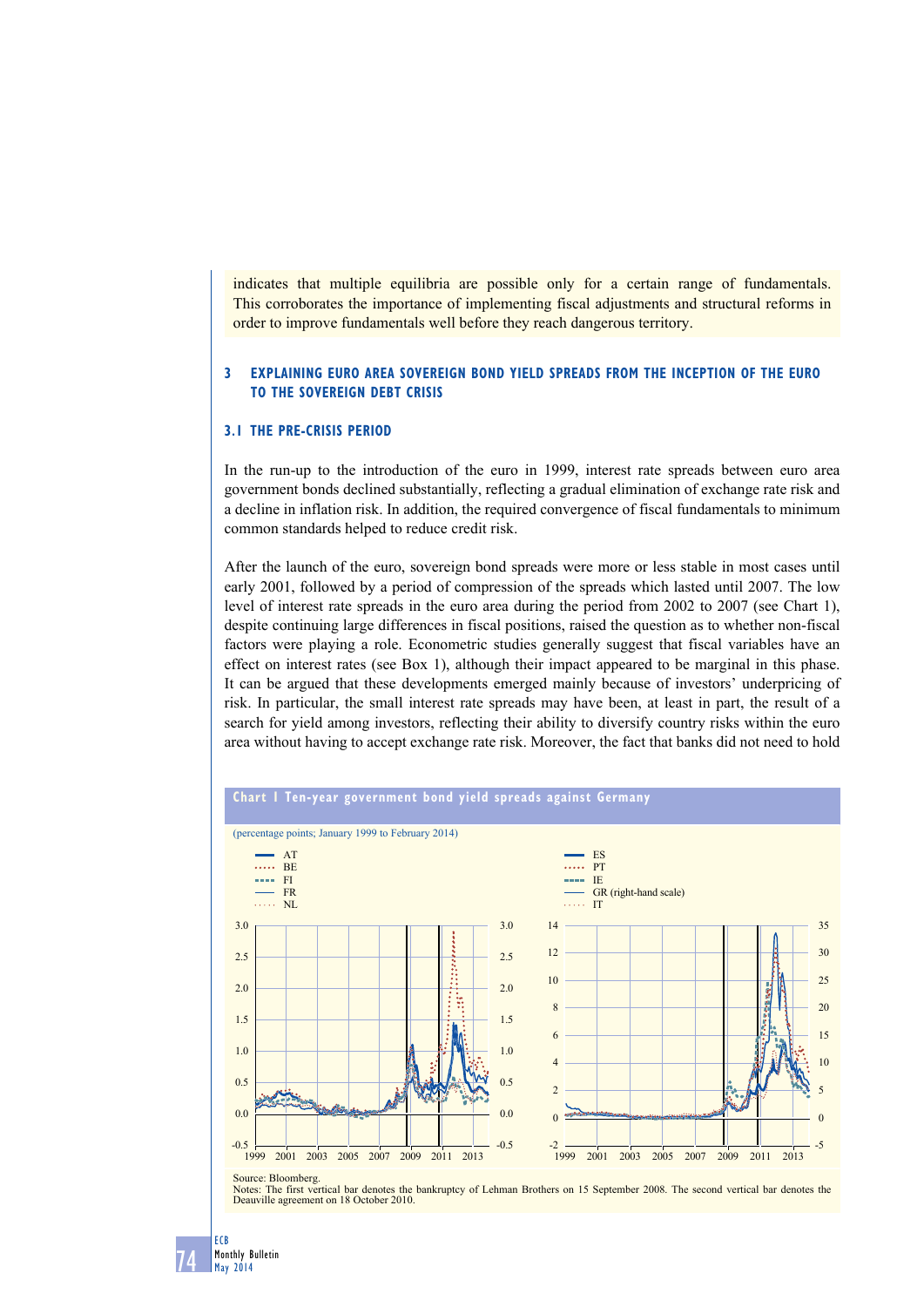indicates that multiple equilibria are possible only for a certain range of fundamentals. This corroborates the importance of implementing fiscal adjustments and structural reforms in order to improve fundamentals well before they reach dangerous territory.

## 3 EXPLAINING EURO AREA SOVEREIGN BOND YIELD SPREADS FROM THE INCEPTION OF THE EURO TO THE SOVEREIGN DEBT CRISIS

### 3.1 THE PRE-CRISIS PERIOD

In the run-up to the introduction of the euro in 1999, interest rate spreads between euro area government bonds declined substantially, reflecting a gradual elimination of exchange rate risk and a decline in inflation risk. In addition, the required convergence of fiscal fundamentals to minimum common standards helped to reduce credit risk.

After the launch of the euro, sovereign bond spreads were more or less stable in most cases until early 2001, followed by a period of compression of the spreads which lasted until 2007. The low level of interest rate spreads in the euro area during the period from 2002 to 2007 (see Chart 1), despite continuing large differences in fiscal positions, raised the question as to whether non-fiscal factors were playing a role. Econometric studies generally suggest that fiscal variables have an effect on interest rates (see Box 1), although their impact appeared to be marginal in this phase. It can be argued that these developments emerged mainly because of investors' underpricing of risk. In particular, the small interest rate spreads may have been, at least in part, the result of a search for yield among investors, reflecting their ability to diversify country risks within the euro area without having to accept exchange rate risk. Moreover, the fact that banks did not need to hold

**Chart 1 Ten-year government bond yield spreads against Germany**

(percentage points; January 1999 to February 2014)

Left panel: AT, BE, FI, FR, NL. Right panel: ES, PT, IE, GR (right-hand scale), IT.

Source: Bloomberg.
Notes: The first vertical bar denotes the bankruptcy of Lehman Brothers on 15 September 2008. The second vertical bar denotes the Deauville agreement on 18 October 2010.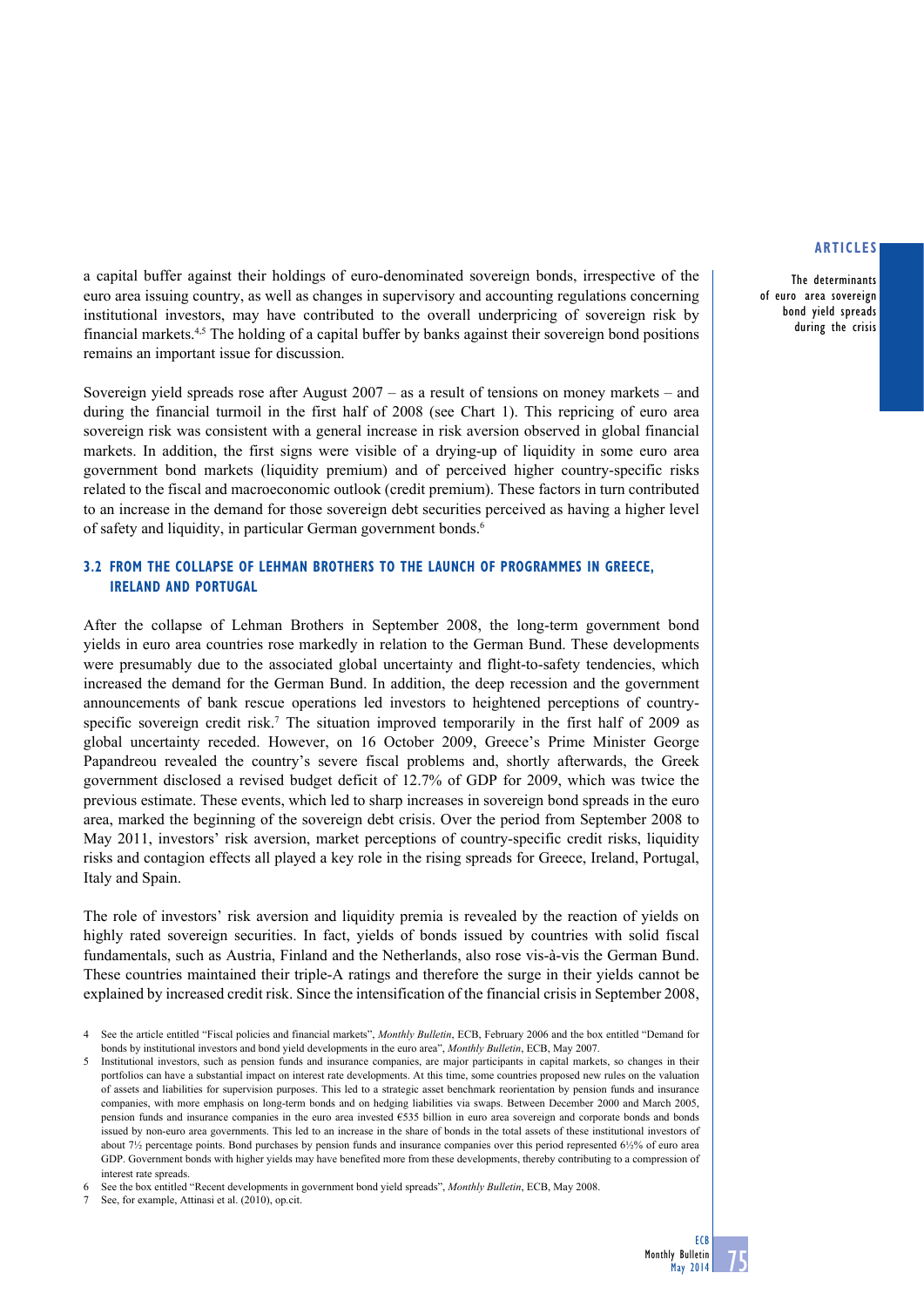a capital buffer against their holdings of euro-denominated sovereign bonds, irrespective of the euro area issuing country, as well as changes in supervisory and accounting regulations concerning institutional investors, may have contributed to the overall underpricing of sovereign risk by financial markets.[4,5] The holding of a capital buffer by banks against their sovereign bond positions remains an important issue for discussion.

Sovereign yield spreads rose after August 2007 – as a result of tensions on money markets – and during the financial turmoil in the first half of 2008 (see Chart 1). This repricing of euro area sovereign risk was consistent with a general increase in risk aversion observed in global financial markets. In addition, the first signs were visible of a drying-up of liquidity in some euro area government bond markets (liquidity premium) and of perceived higher country-specific risks related to the fiscal and macroeconomic outlook (credit premium). These factors in turn contributed to an increase in the demand for those sovereign debt securities perceived as having a higher level of safety and liquidity, in particular German government bonds.[6]

### 3.2 FROM THE COLLAPSE OF LEHMAN BROTHERS TO THE LAUNCH OF PROGRAMMES IN GREECE, IRELAND AND PORTUGAL

After the collapse of Lehman Brothers in September 2008, the long-term government bond yields in euro area countries rose markedly in relation to the German Bund. These developments were presumably due to the associated global uncertainty and flight-to-safety tendencies, which increased the demand for the German Bund. In addition, the deep recession and the government announcements of bank rescue operations led investors to heightened perceptions of country-specific sovereign credit risk.[7] The situation improved temporarily in the first half of 2009 as global uncertainty receded. However, on 16 October 2009, Greece's Prime Minister George Papandreou revealed the country's severe fiscal problems and, shortly afterwards, the Greek government disclosed a revised budget deficit of 12.7% of GDP for 2009, which was twice the previous estimate. These events, which led to sharp increases in sovereign bond spreads in the euro area, marked the beginning of the sovereign debt crisis. Over the period from September 2008 to May 2011, investors' risk aversion, market perceptions of country-specific credit risks, liquidity risks and contagion effects all played a key role in the rising spreads for Greece, Ireland, Portugal, Italy and Spain.

The role of investors' risk aversion and liquidity premia is revealed by the reaction of yields on highly rated sovereign securities. In fact, yields of bonds issued by countries with solid fiscal fundamentals, such as Austria, Finland and the Netherlands, also rose vis-à-vis the German Bund. These countries maintained their triple-A ratings and therefore the surge in their yields cannot be explained by increased credit risk. Since the intensification of the financial crisis in September 2008,

4 See the article entitled "Fiscal policies and financial markets", *Monthly Bulletin*, ECB, February 2006 and the box entitled "Demand for bonds by institutional investors and bond yield developments in the euro area", *Monthly Bulletin*, ECB, May 2007.

5 Institutional investors, such as pension funds and insurance companies, are major participants in capital markets, so changes in their portfolios can have a substantial impact on interest rate developments. At this time, some countries proposed new rules on the valuation of assets and liabilities for supervision purposes. This led to a strategic asset benchmark reorientation by pension funds and insurance companies, with more emphasis on long-term bonds and on hedging liabilities via swaps. Between December 2000 and March 2005, pension funds and insurance companies in the euro area invested €535 billion in euro area sovereign and corporate bonds and bonds issued by non-euro area governments. This led to an increase in the share of bonds in the total assets of these institutional investors of about 7½ percentage points. Bond purchases by pension funds and insurance companies over this period represented 6½% of euro area GDP. Government bonds with higher yields may have benefited more from these developments, thereby contributing to a compression of interest rate spreads.

6 See the box entitled "Recent developments in government bond yield spreads", *Monthly Bulletin*, ECB, May 2008.

7 See, for example, Attinasi et al. (2010), op.cit.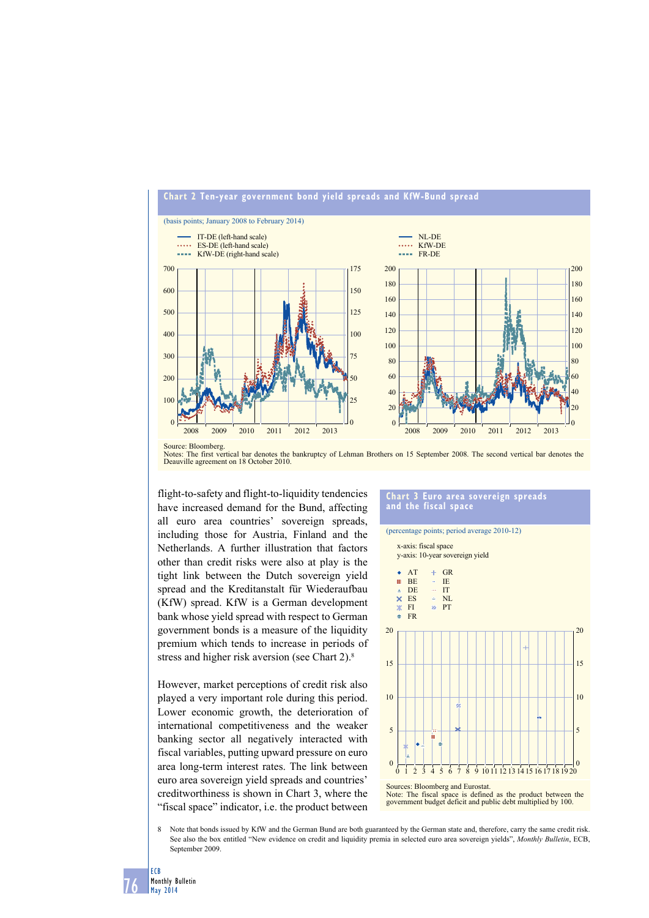**Chart 2 Ten-year government bond yield spreads and KfW-Bund spread**

(basis points; January 2008 to February 2014)

Left panel legend: IT-DE (left-hand scale); ES-DE (left-hand scale); KfW-DE (right-hand scale)

Right panel legend: NL-DE; KfW-DE; FR-DE

Source: Bloomberg.
Notes: The first vertical bar denotes the bankruptcy of Lehman Brothers on 15 September 2008. The second vertical bar denotes the Deauville agreement on 18 October 2010.

flight-to-safety and flight-to-liquidity tendencies have increased demand for the Bund, affecting all euro area countries' sovereign spreads, including those for Austria, Finland and the Netherlands. A further illustration that factors other than credit risks were also at play is the tight link between the Dutch sovereign yield spread and the Kreditanstalt für Wiederaufbau (KfW) spread. KfW is a German development bank whose yield spread with respect to German government bonds is a measure of the liquidity premium which tends to increase in periods of stress and higher risk aversion (see Chart 2).[8]

However, market perceptions of credit risk also played a very important role during this period. Lower economic growth, the deterioration of international competitiveness and the weaker banking sector all negatively interacted with fiscal variables, putting upward pressure on euro area long-term interest rates. The link between euro area sovereign yield spreads and countries' creditworthiness is shown in Chart 3, where the "fiscal space" indicator, i.e. the product between

**Chart 3 Euro area sovereign spreads and the fiscal space**

(percentage points; period average 2010-12)

x-axis: fiscal space
y-axis: 10-year sovereign yield

Legend: AT, BE, DE, ES, FI, FR, GR, IE, IT, NL, PT

Sources: Bloomberg and Eurostat.
Note: The fiscal space is defined as the product between government budget deficit and public debt multiplied by 100.

8 Note that bonds issued by KfW and the German Bund are both guaranteed by the German state and, therefore, carry the same credit risk. See also the box entitled "New evidence on credit and liquidity premia in selected euro area sovereign yields", *Monthly Bulletin*, ECB, September 2009.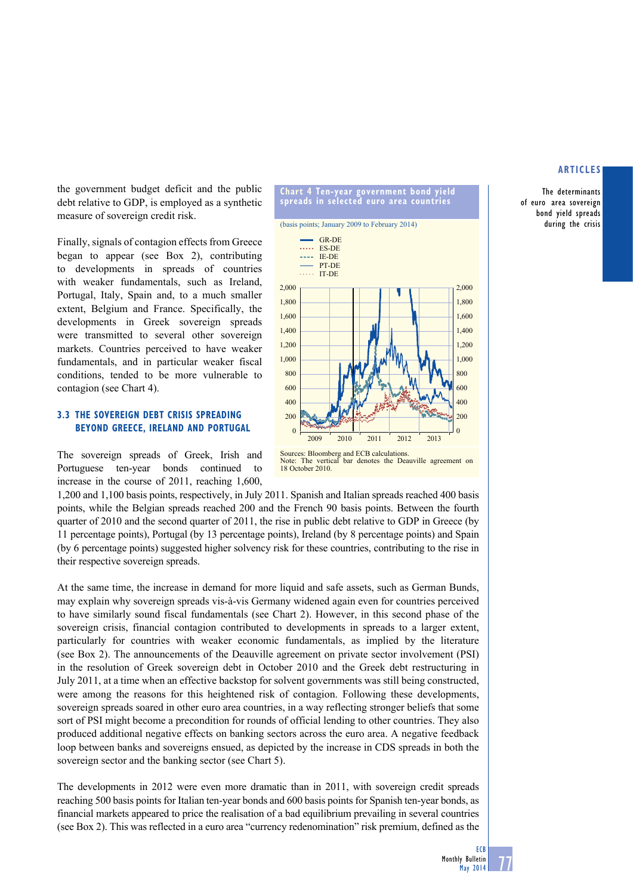the government budget deficit and the public debt relative to GDP, is employed as a synthetic measure of sovereign credit risk.

Finally, signals of contagion effects from Greece began to appear (see Box 2), contributing to developments in spreads of countries with weaker fundamentals, such as Ireland, Portugal, Italy, Spain and, to a much smaller extent, Belgium and France. Specifically, the developments in Greek sovereign spreads were transmitted to several other sovereign markets. Countries perceived to have weaker fundamentals, and in particular weaker fiscal conditions, tended to be more vulnerable to contagion (see Chart 4).

**Chart 4 Ten-year government bond yield spreads in selected euro area countries**

(basis points; January 2009 to February 2014)

Sources: Bloomberg and ECB calculations.
Note: The vertical bar denotes the Deauville agreement on 18 October 2010.

### 3.3 THE SOVEREIGN DEBT CRISIS SPREADING BEYOND GREECE, IRELAND AND PORTUGAL

The sovereign spreads of Greek, Irish and Portuguese ten-year bonds continued to increase in the course of 2011, reaching 1,600, 1,200 and 1,100 basis points, respectively, in July 2011. Spanish and Italian spreads reached 400 basis points, while the Belgian spreads reached 200 and the French 90 basis points. Between the fourth quarter of 2010 and the second quarter of 2011, the rise in public debt relative to GDP in Greece (by 11 percentage points), Portugal (by 13 percentage points), Ireland (by 8 percentage points) and Spain (by 6 percentage points) suggested higher solvency risk for these countries, contributing to the rise in their respective sovereign spreads.

At the same time, the increase in demand for more liquid and safe assets, such as German Bunds, may explain why sovereign spreads vis-à-vis Germany widened again even for countries perceived to have similarly sound fiscal fundamentals (see Chart 2). However, in this second phase of the sovereign crisis, financial contagion contributed to developments in spreads to a larger extent, particularly for countries with weaker economic fundamentals, as implied by the literature (see Box 2). The announcements of the Deauville agreement on private sector involvement (PSI) in the resolution of Greek sovereign debt in October 2010 and the Greek debt restructuring in July 2011, at a time when an effective backstop for solvent governments was still being constructed, were among the reasons for this heightened risk of contagion. Following these developments, sovereign spreads soared in other euro area countries, in a way reflecting stronger beliefs that some sort of PSI might become a precondition for rounds of official lending to other countries. They also produced additional negative effects on banking sectors across the euro area. A negative feedback loop between banks and sovereigns ensued, as depicted by the increase in CDS spreads in both the sovereign sector and the banking sector (see Chart 5).

The developments in 2012 were even more dramatic than in 2011, with sovereign credit spreads reaching 500 basis points for Italian ten-year bonds and 600 basis points for Spanish ten-year bonds, as financial markets appeared to price the realisation of a bad equilibrium prevailing in several countries (see Box 2). This was reflected in a euro area "currency redenomination" risk premium, defined as the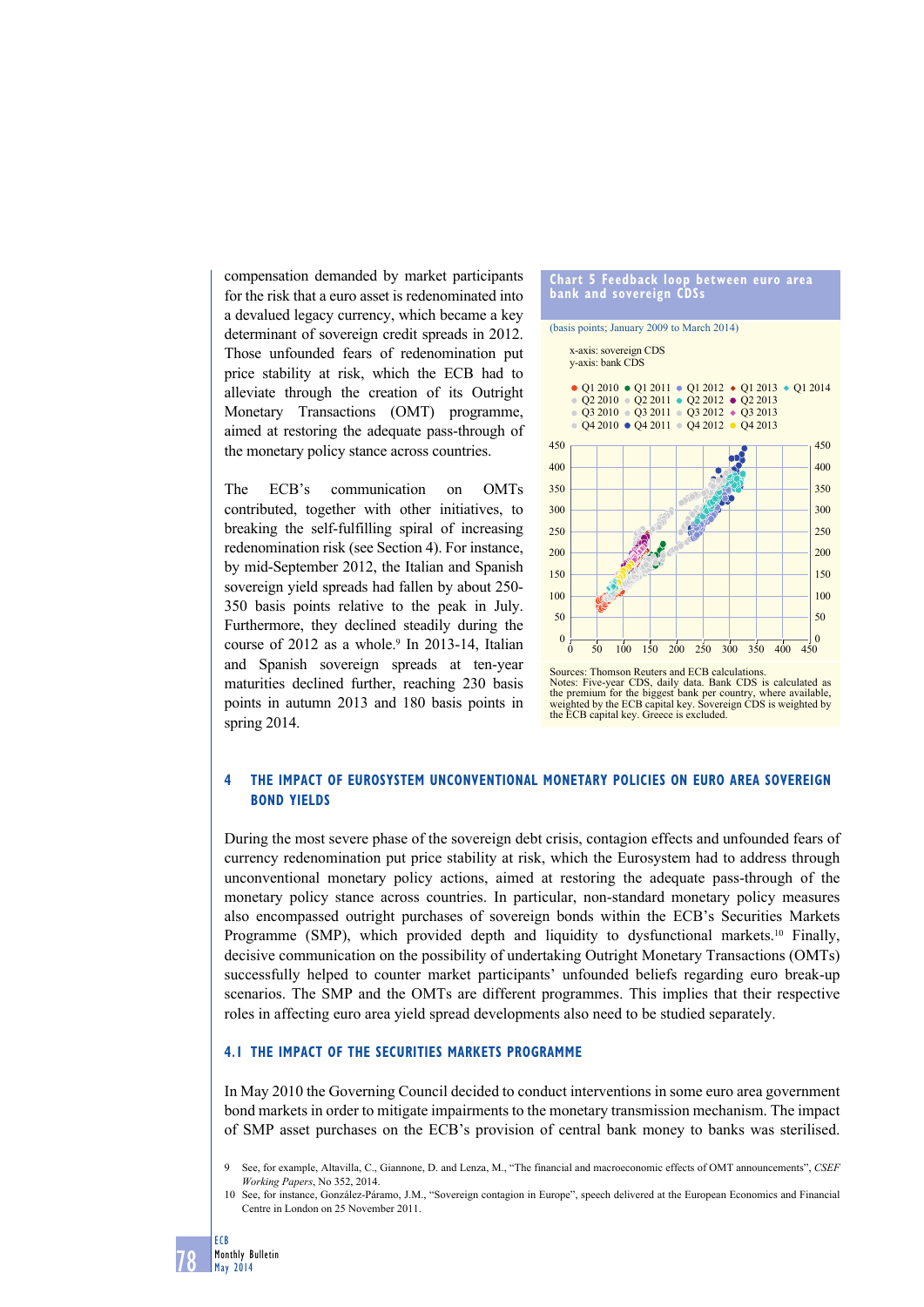compensation demanded by market participants for the risk that a euro asset is redenominated into a devalued legacy currency, which became a key determinant of sovereign credit spreads in 2012. Those unfounded fears of redenomination put price stability at risk, which the ECB had to alleviate through the creation of its Outright Monetary Transactions (OMT) programme, aimed at restoring the adequate pass-through of the monetary policy stance across countries.

The ECB's communication on OMTs contributed, together with other initiatives, to breaking the self-fulfilling spiral of increasing redenomination risk (see Section 4). For instance, by mid-September 2012, the Italian and Spanish sovereign yield spreads had fallen by about 250-350 basis points relative to the peak in July. Furthermore, they declined steadily during the course of 2012 as a whole.[9] In 2013-14, Italian and Spanish sovereign spreads at ten-year maturities declined further, reaching 230 basis points in autumn 2013 and 180 basis points in spring 2014.

**Chart 5 Feedback loop between euro area bank and sovereign CDSs**

(basis points; January 2009 to March 2014)

x-axis: sovereign CDS
y-axis: bank CDS

Q1 2010, Q2 2010, Q3 2010, Q4 2010, Q1 2011, Q2 2011, Q3 2011, Q4 2011, Q1 2012, Q2 2012, Q3 2012, Q4 2012, Q1 2013, Q2 2013, Q3 2013, Q4 2013, Q1 2014

Sources: Thomson Reuters and ECB calculations.
Notes: Five-year CDS, daily data. Bank CDS is calculated as the premium for the biggest bank per country, where available, weighted by the ECB capital key. Sovereign CDS is weighted by the ECB capital key. Greece is excluded.

## 4 THE IMPACT OF EUROSYSTEM UNCONVENTIONAL MONETARY POLICIES ON EURO AREA SOVEREIGN BOND YIELDS

During the most severe phase of the sovereign debt crisis, contagion effects and unfounded fears of currency redenomination put price stability at risk, which the Eurosystem had to address through unconventional monetary policy actions, aimed at restoring the adequate pass-through of the monetary policy stance across countries. In particular, non-standard monetary policy measures also encompassed outright purchases of sovereign bonds within the ECB's Securities Markets Programme (SMP), which provided depth and liquidity to dysfunctional markets.[10] Finally, decisive communication on the possibility of undertaking Outright Monetary Transactions (OMTs) successfully helped to counter market participants' unfounded beliefs regarding euro break-up scenarios. The SMP and the OMTs are different programmes. This implies that their respective roles in affecting euro area yield spread developments also need to be studied separately.

### 4.1 THE IMPACT OF THE SECURITIES MARKETS PROGRAMME

In May 2010 the Governing Council decided to conduct interventions in some euro area government bond markets in order to mitigate impairments to the monetary transmission mechanism. The impact of SMP asset purchases on the ECB's provision of central bank money to banks was sterilised.

9 See, for example, Altavilla, C., Giannone, D. and Lenza, M., "The financial and macroeconomic effects of OMT announcements", *CSEF Working Papers*, No 352, 2014.

10 See, for instance, González-Páramo, J.M., "Sovereign contagion in Europe", speech delivered at the European Economics and Financial Centre in London on 25 November 2011.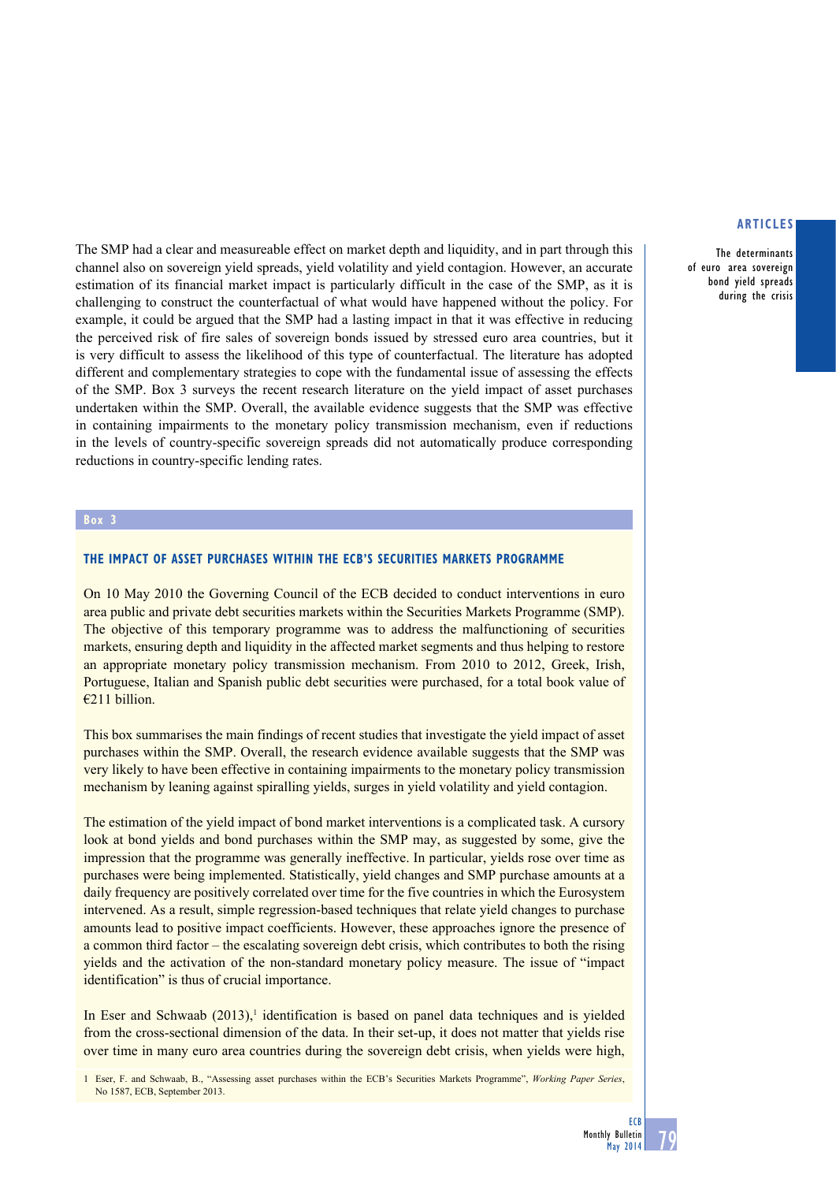The SMP had a clear and measureable effect on market depth and liquidity, and in part through this channel also on sovereign yield spreads, yield volatility and yield contagion. However, an accurate estimation of its financial market impact is particularly difficult in the case of the SMP, as it is challenging to construct the counterfactual of what would have happened without the policy. For example, it could be argued that the SMP had a lasting impact in that it was effective in reducing the perceived risk of fire sales of sovereign bonds issued by stressed euro area countries, but it is very difficult to assess the likelihood of this type of counterfactual. The literature has adopted different and complementary strategies to cope with the fundamental issue of assessing the effects of the SMP. Box 3 surveys the recent research literature on the yield impact of asset purchases undertaken within the SMP. Overall, the available evidence suggests that the SMP was effective in containing impairments to the monetary policy transmission mechanism, even if reductions in the levels of country-specific sovereign spreads did not automatically produce corresponding reductions in country-specific lending rates.

**Box 3**

## THE IMPACT OF ASSET PURCHASES WITHIN THE ECB'S SECURITIES MARKETS PROGRAMME

On 10 May 2010 the Governing Council of the ECB decided to conduct interventions in euro area public and private debt securities markets within the Securities Markets Programme (SMP). The objective of this temporary programme was to address the malfunctioning of securities markets, ensuring depth and liquidity in the affected market segments and thus helping to restore an appropriate monetary policy transmission mechanism. From 2010 to 2012, Greek, Irish, Portuguese, Italian and Spanish public debt securities were purchased, for a total book value of €211 billion.

This box summarises the main findings of recent studies that investigate the yield impact of asset purchases within the SMP. Overall, the research evidence available suggests that the SMP was very likely to have been effective in containing impairments to the monetary policy transmission mechanism by leaning against spiralling yields, surges in yield volatility and yield contagion.

The estimation of the yield impact of bond market interventions is a complicated task. A cursory look at bond yields and bond purchases within the SMP may, as suggested by some, give the impression that the programme was generally ineffective. In particular, yields rose over time as purchases were being implemented. Statistically, yield changes and SMP purchase amounts at a daily frequency are positively correlated over time for the five countries in which the Eurosystem intervened. As a result, simple regression-based techniques that relate yield changes to purchase amounts lead to positive impact coefficients. However, these approaches ignore the presence of a common third factor – the escalating sovereign debt crisis, which contributes to both the rising yields and the activation of the non-standard monetary policy measure. The issue of "impact identification" is thus of crucial importance.

In Eser and Schwaab (2013),[1] identification is based on panel data techniques and is yielded from the cross-sectional dimension of the data. In their set-up, it does not matter that yields rise over time in many euro area countries during the sovereign debt crisis, when yields were high,

1 Eser, F. and Schwaab, B., "Assessing asset purchases within the ECB's Securities Markets Programme", *Working Paper Series*, No 1587, ECB, September 2013.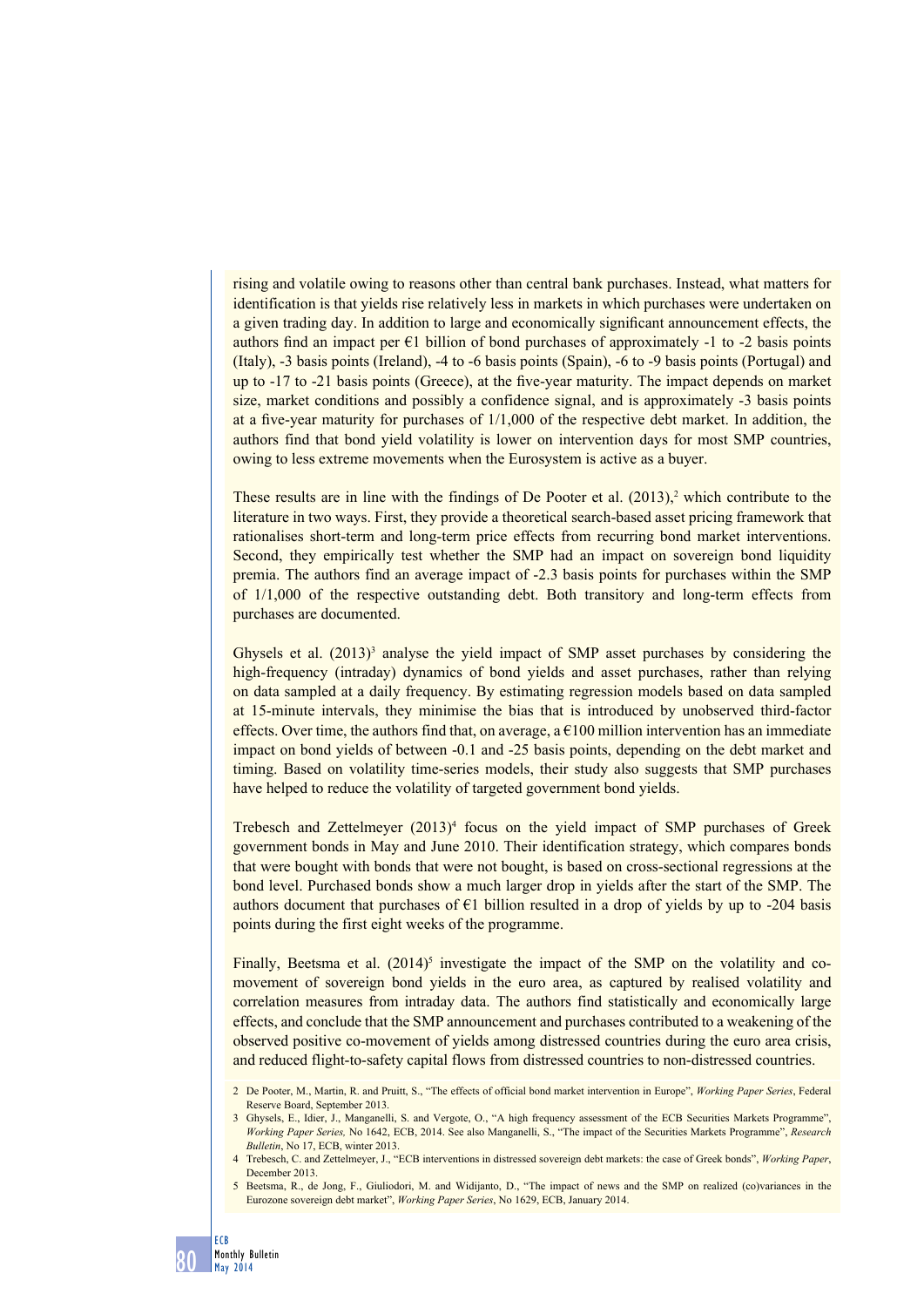rising and volatile owing to reasons other than central bank purchases. Instead, what matters for identification is that yields rise relatively less in markets in which purchases were undertaken on a given trading day. In addition to large and economically significant announcement effects, the authors find an impact per €1 billion of bond purchases of approximately -1 to -2 basis points (Italy), -3 basis points (Ireland), -4 to -6 basis points (Spain), -6 to -9 basis points (Portugal) and up to -17 to -21 basis points (Greece), at the five-year maturity. The impact depends on market size, market conditions and possibly a confidence signal, and is approximately -3 basis points at a five-year maturity for purchases of 1/1,000 of the respective debt market. In addition, the authors find that bond yield volatility is lower on intervention days for most SMP countries, owing to less extreme movements when the Eurosystem is active as a buyer.

These results are in line with the findings of De Pooter et al. (2013),[2] which contribute to the literature in two ways. First, they provide a theoretical search-based asset pricing framework that rationalises short-term and long-term price effects from recurring bond market interventions. Second, they empirically test whether the SMP had an impact on sovereign bond liquidity premia. The authors find an average impact of -2.3 basis points for purchases within the SMP of 1/1,000 of the respective outstanding debt. Both transitory and long-term effects from purchases are documented.

Ghysels et al. (2013)[3] analyse the yield impact of SMP asset purchases by considering the high-frequency (intraday) dynamics of bond yields and asset purchases, rather than relying on data sampled at a daily frequency. By estimating regression models based on data sampled at 15-minute intervals, they minimise the bias that is introduced by unobserved third-factor effects. Over time, the authors find that, on average, a €100 million intervention has an immediate impact on bond yields of between -0.1 and -25 basis points, depending on the debt market and timing. Based on volatility time-series models, their study also suggests that SMP purchases have helped to reduce the volatility of targeted government bond yields.

Trebesch and Zettelmeyer (2013)[4] focus on the yield impact of SMP purchases of Greek government bonds in May and June 2010. Their identification strategy, which compares bonds that were bought with bonds that were not bought, is based on cross-sectional regressions at the bond level. Purchased bonds show a much larger drop in yields after the start of the SMP. The authors document that purchases of €1 billion resulted in a drop of yields by up to -204 basis points during the first eight weeks of the programme.

Finally, Beetsma et al. (2014)[5] investigate the impact of the SMP on the volatility and co-movement of sovereign bond yields in the euro area, as captured by realised volatility and correlation measures from intraday data. The authors find statistically and economically large effects, and conclude that the SMP announcement and purchases contributed to a weakening of the observed positive co-movement of yields among distressed countries during the euro area crisis, and reduced flight-to-safety capital flows from distressed countries to non-distressed countries.

2 De Pooter, M., Martin, R. and Pruitt, S., "The effects of official bond market intervention in Europe", *Working Paper Series*, Federal Reserve Board, September 2013.

3 Ghysels, E., Idier, J., Manganelli, S. and Vergote, O., "A high frequency assessment of the ECB Securities Markets Programme", *Working Paper Series,* No 1642, ECB, 2014. See also Manganelli, S., "The impact of the Securities Markets Programme", *Research Bulletin*, No 17, ECB, winter 2013.

4 Trebesch, C. and Zettelmeyer, J., "ECB interventions in distressed sovereign debt markets: the case of Greek bonds", *Working Paper*, December 2013.

5 Beetsma, R., de Jong, F., Giuliodori, M. and Widijanto, D., "The impact of news and the SMP on realized (co)variances in the Eurozone sovereign debt market", *Working Paper Series*, No 1629, ECB, January 2014.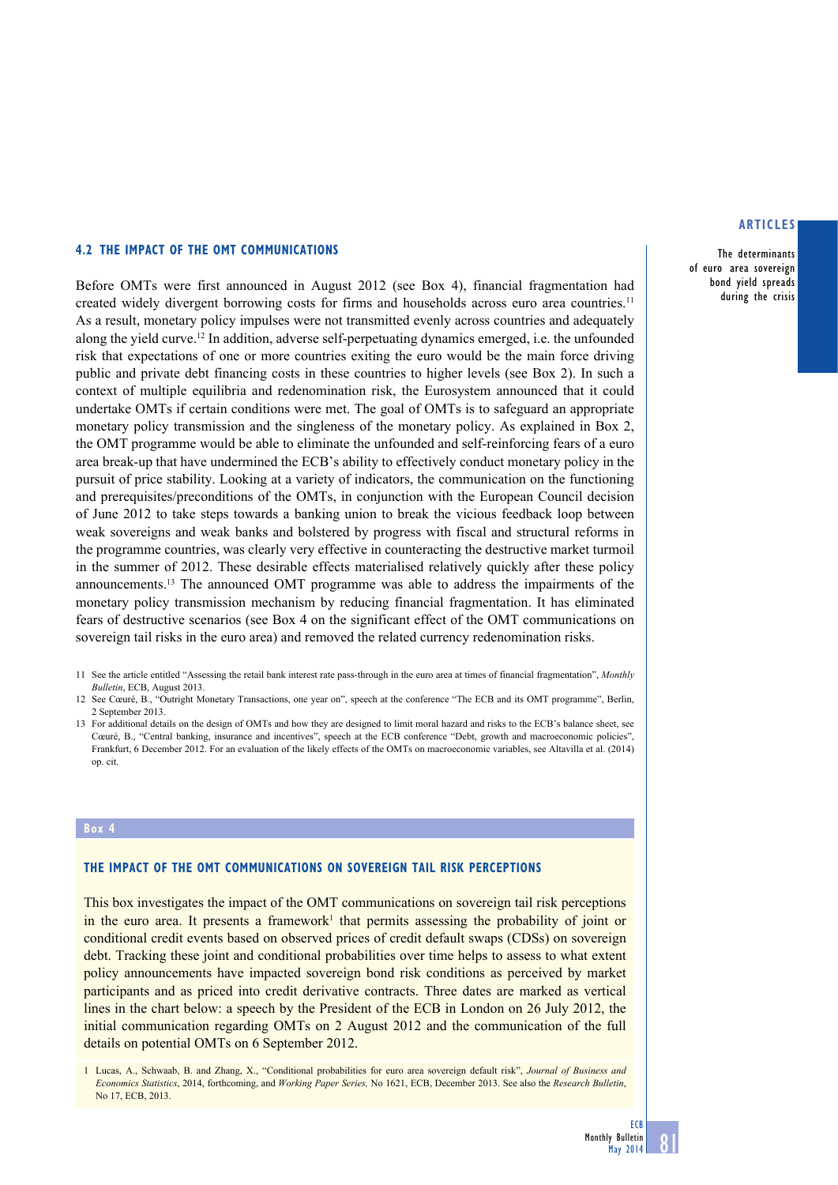### 4.2 THE IMPACT OF THE OMT COMMUNICATIONS

Before OMTs were first announced in August 2012 (see Box 4), financial fragmentation had created widely divergent borrowing costs for firms and households across euro area countries.[11] As a result, monetary policy impulses were not transmitted evenly across countries and adequately along the yield curve.[12] In addition, adverse self-perpetuating dynamics emerged, i.e. the unfounded risk that expectations of one or more countries exiting the euro would be the main force driving public and private debt financing costs in these countries to higher levels (see Box 2). In such a context of multiple equilibria and redenomination risk, the Eurosystem announced that it could undertake OMTs if certain conditions were met. The goal of OMTs is to safeguard an appropriate monetary policy transmission and the singleness of the monetary policy. As explained in Box 2, the OMT programme would be able to eliminate the unfounded and self-reinforcing fears of a euro area break-up that have undermined the ECB's ability to effectively conduct monetary policy in the pursuit of price stability. Looking at a variety of indicators, the communication on the functioning and prerequisites/preconditions of the OMTs, in conjunction with the European Council decision of June 2012 to take steps towards a banking union to break the vicious feedback loop between weak sovereigns and weak banks and bolstered by progress with fiscal and structural reforms in the programme countries, was clearly very effective in counteracting the destructive market turmoil in the summer of 2012. These desirable effects materialised relatively quickly after these policy announcements.[13] The announced OMT programme was able to address the impairments of the monetary policy transmission mechanism by reducing financial fragmentation. It has eliminated fears of destructive scenarios (see Box 4 on the significant effect of the OMT communications on sovereign tail risks in the euro area) and removed the related currency redenomination risks.

11 See the article entitled "Assessing the retail bank interest rate pass-through in the euro area at times of financial fragmentation", *Monthly Bulletin*, ECB, August 2013.

12 See Cœuré, B., "Outright Monetary Transactions, one year on", speech at the conference "The ECB and its OMT programme", Berlin, 2 September 2013.

13 For additional details on the design of OMTs and how they are designed to limit moral hazard and risks to the ECB's balance sheet, see Cœuré, B., "Central banking, insurance and incentives", speech at the ECB conference "Debt, growth and macroeconomic policies", Frankfurt, 6 December 2012. For an evaluation of the likely effects of the OMTs on macroeconomic variables, see Altavilla et al. (2014) op. cit.

**Box 4**

#### THE IMPACT OF THE OMT COMMUNICATIONS ON SOVEREIGN TAIL RISK PERCEPTIONS

This box investigates the impact of the OMT communications on sovereign tail risk perceptions in the euro area. It presents a framework[1] that permits assessing the probability of joint or conditional credit events based on observed prices of credit default swaps (CDSs) on sovereign debt. Tracking these joint and conditional probabilities over time helps to assess to what extent policy announcements have impacted sovereign bond risk conditions as perceived by market participants and as priced into credit derivative contracts. Three dates are marked as vertical lines in the chart below: a speech by the President of the ECB in London on 26 July 2012, the initial communication regarding OMTs on 2 August 2012 and the communication of the full details on potential OMTs on 6 September 2012.

1 Lucas, A., Schwaab, B. and Zhang, X., "Conditional probabilities for euro area sovereign default risk", *Journal of Business and Economics Statistics*, 2014, forthcoming, and *Working Paper Series,* No 1621, ECB, December 2013. See also the *Research Bulletin*, No 17, ECB, 2013.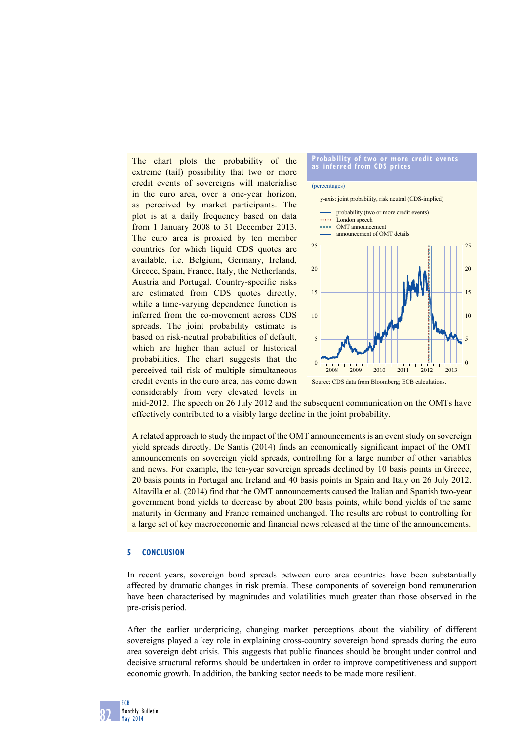The chart plots the probability of the extreme (tail) possibility that two or more credit events of sovereigns will materialise in the euro area, over a one-year horizon, as perceived by market participants. The plot is at a daily frequency based on data from 1 January 2008 to 31 December 2013. The euro area is proxied by ten member countries for which liquid CDS quotes are available, i.e. Belgium, Germany, Ireland, Greece, Spain, France, Italy, the Netherlands, Austria and Portugal. Country-specific risks are estimated from CDS quotes directly, while a time-varying dependence function is inferred from the co-movement across CDS spreads. The joint probability estimate is based on risk-neutral probabilities of default, which are higher than actual or historical probabilities. The chart suggests that the perceived tail risk of multiple simultaneous credit events in the euro area, has come down considerably from very elevated levels in mid-2012. The speech on 26 July 2012 and the subsequent communication on the OMTs have effectively contributed to a visibly large decline in the joint probability.

**Probability of two or more credit events as inferred from CDS prices**

(percentages)

y-axis: joint probability, risk neutral (CDS-implied)

- probability (two or more credit events)
- London speech
- OMT announcement
- announcement of OMT details

Source: CDS data from Bloomberg; ECB calculations.

A related approach to study the impact of the OMT announcements is an event study on sovereign yield spreads directly. De Santis (2014) finds an economically significant impact of the OMT announcements on sovereign yield spreads, controlling for a large number of other variables and news. For example, the ten-year sovereign spreads declined by 10 basis points in Greece, 20 basis points in Portugal and Ireland and 40 basis points in Spain and Italy on 26 July 2012. Altavilla et al. (2014) find that the OMT announcements caused the Italian and Spanish two-year government bond yields to decrease by about 200 basis points, while bond yields of the same maturity in Germany and France remained unchanged. The results are robust to controlling for a large set of key macroeconomic and financial news released at the time of the announcements.

## 5 CONCLUSION

In recent years, sovereign bond spreads between euro area countries have been substantially affected by dramatic changes in risk premia. These components of sovereign bond remuneration have been characterised by magnitudes and volatilities much greater than those observed in the pre-crisis period.

After the earlier underpricing, changing market perceptions about the viability of different sovereigns played a key role in explaining cross-country sovereign bond spreads during the euro area sovereign debt crisis. This suggests that public finances should be brought under control and decisive structural reforms should be undertaken in order to improve competitiveness and support economic growth. In addition, the banking sector needs to be made more resilient.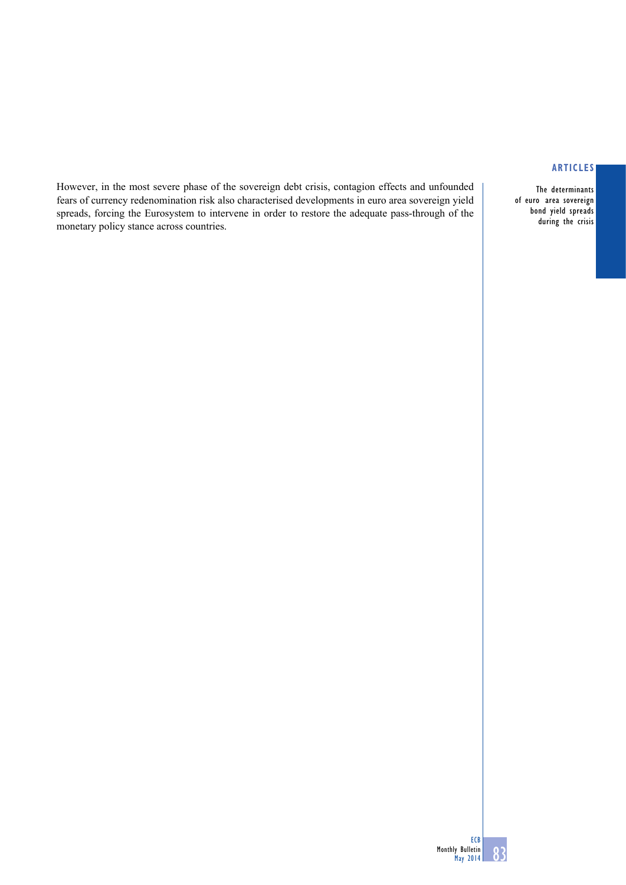However, in the most severe phase of the sovereign debt crisis, contagion effects and unfounded fears of currency redenomination risk also characterised developments in euro area sovereign yield spreads, forcing the Eurosystem to intervene in order to restore the adequate pass-through of the monetary policy stance across countries.